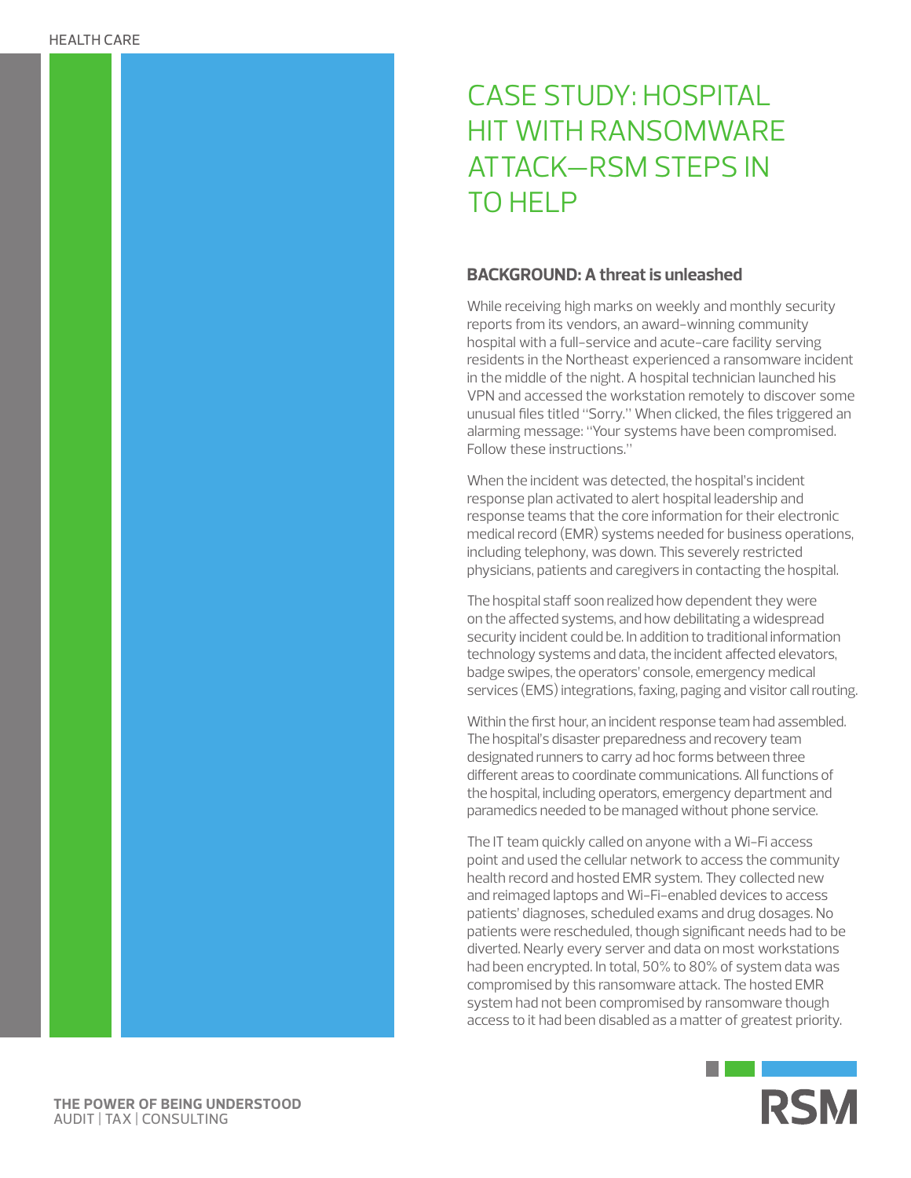HEALTH CARE

# CASE STUDY: HOSPITAL HIT WITH RANSOMWARE ATTACK—RSM STEPS IN TO HELP

## BACKGROUND: A threat is unleashed

While receiving high marks on weekly and monthly security reports from its vendors, an award-winning community hospital with a full-service and acute-care facility serving residents in the Northeast experienced a ransomware incident in the middle of the night. A hospital technician launched his VPN and accessed the workstation remotely to discover some unusual files titled "Sorry." When clicked, the files triggered an alarming message: "Your systems have been compromised. Follow these instructions."

When the incident was detected, the hospital's incident response plan activated to alert hospital leadership and response teams that the core information for their electronic medical record (EMR) systems needed for business operations, including telephony, was down. This severely restricted physicians, patients and caregivers in contacting the hospital.

The hospital staff soon realized how dependent they were on the affected systems, and how debilitating a widespread security incident could be. In addition to traditional information technology systems and data, the incident affected elevators, badge swipes, the operators' console, emergency medical services (EMS) integrations, faxing, paging and visitor call routing.

Within the first hour, an incident response team had assembled. The hospital's disaster preparedness and recovery team designated runners to carry ad hoc forms between three different areas to coordinate communications. All functions of the hospital, including operators, emergency department and paramedics needed to be managed without phone service.

The IT team quickly called on anyone with a Wi-Fi access point and used the cellular network to access the community health record and hosted EMR system. They collected new and reimaged laptops and Wi-Fi-enabled devices to access patients' diagnoses, scheduled exams and drug dosages. No patients were rescheduled, though significant needs had to be diverted. Nearly every server and data on most workstations had been encrypted. In total, 50% to 80% of system data was compromised by this ransomware attack. The hosted EMR system had not been compromised by ransomware though access to it had been disabled as a matter of greatest priority.

**THE POWER OF BEING UNDERSTOOD**
AUDIT | TAX | CONSULTING

RSM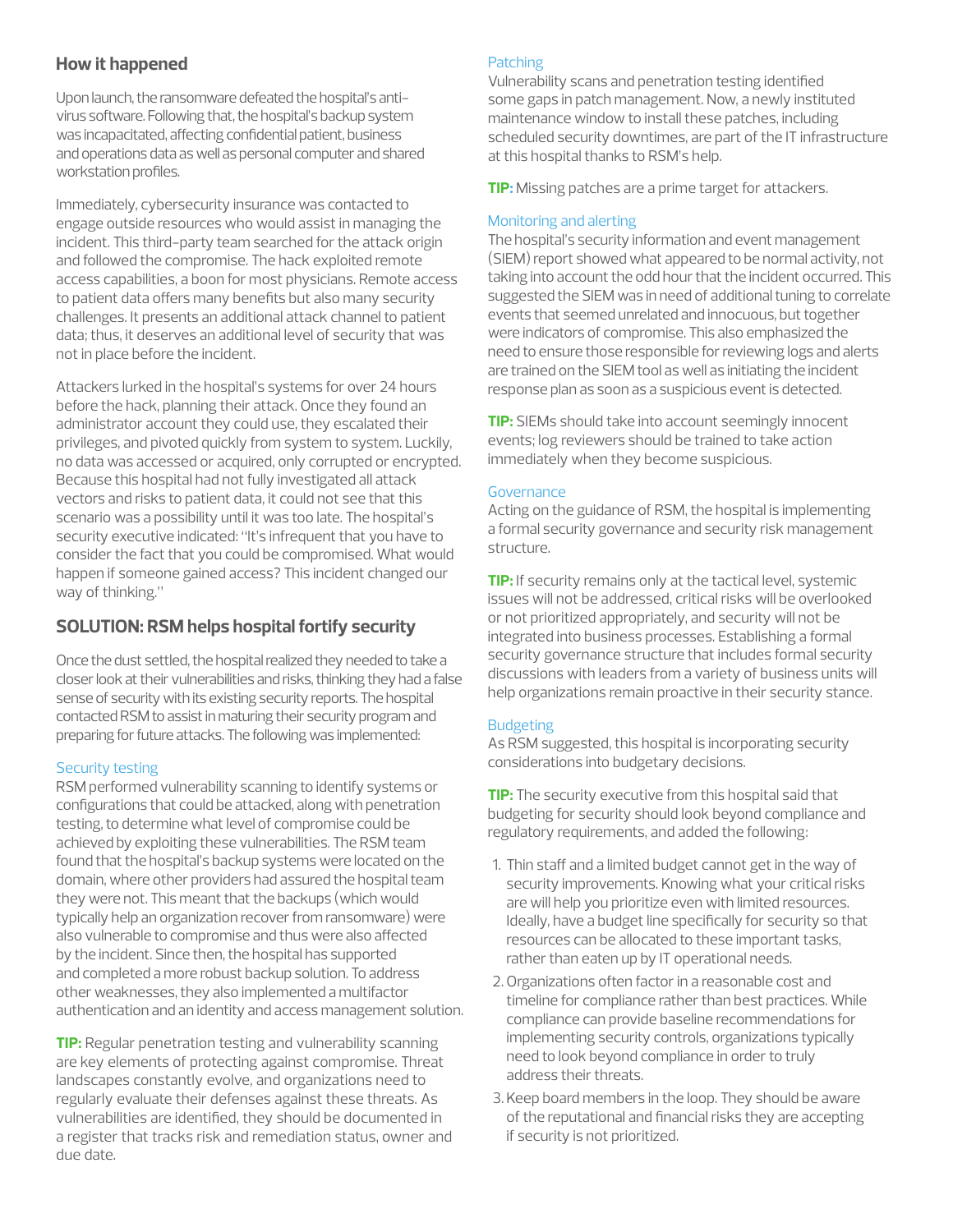## How it happened

Upon launch, the ransomware defeated the hospital's anti-virus software. Following that, the hospital's backup system was incapacitated, affecting confidential patient, business and operations data as well as personal computer and shared workstation profiles.

Immediately, cybersecurity insurance was contacted to engage outside resources who would assist in managing the incident. This third-party team searched for the attack origin and followed the compromise. The hack exploited remote access capabilities, a boon for most physicians. Remote access to patient data offers many benefits but also many security challenges. It presents an additional attack channel to patient data; thus, it deserves an additional level of security that was not in place before the incident.

Attackers lurked in the hospital's systems for over 24 hours before the hack, planning their attack. Once they found an administrator account they could use, they escalated their privileges, and pivoted quickly from system to system. Luckily, no data was accessed or acquired, only corrupted or encrypted. Because this hospital had not fully investigated all attack vectors and risks to patient data, it could not see that this scenario was a possibility until it was too late. The hospital's security executive indicated: "It's infrequent that you have to consider the fact that you could be compromised. What would happen if someone gained access? This incident changed our way of thinking."

## SOLUTION: RSM helps hospital fortify security

Once the dust settled, the hospital realized they needed to take a closer look at their vulnerabilities and risks, thinking they had a false sense of security with its existing security reports. The hospital contacted RSM to assist in maturing their security program and preparing for future attacks. The following was implemented:

### Security testing

RSM performed vulnerability scanning to identify systems or configurations that could be attacked, along with penetration testing, to determine what level of compromise could be achieved by exploiting these vulnerabilities. The RSM team found that the hospital's backup systems were located on the domain, where other providers had assured the hospital team they were not. This meant that the backups (which would typically help an organization recover from ransomware) were also vulnerable to compromise and thus were also affected by the incident. Since then, the hospital has supported and completed a more robust backup solution. To address other weaknesses, they also implemented a multifactor authentication and an identity and access management solution.

**TIP:** Regular penetration testing and vulnerability scanning are key elements of protecting against compromise. Threat landscapes constantly evolve, and organizations need to regularly evaluate their defenses against these threats. As vulnerabilities are identified, they should be documented in a register that tracks risk and remediation status, owner and due date.

### Patching

Vulnerability scans and penetration testing identified some gaps in patch management. Now, a newly instituted maintenance window to install these patches, including scheduled security downtimes, are part of the IT infrastructure at this hospital thanks to RSM's help.

**TIP:** Missing patches are a prime target for attackers.

### Monitoring and alerting

The hospital's security information and event management (SIEM) report showed what appeared to be normal activity, not taking into account the odd hour that the incident occurred. This suggested the SIEM was in need of additional tuning to correlate events that seemed unrelated and innocuous, but together were indicators of compromise. This also emphasized the need to ensure those responsible for reviewing logs and alerts are trained on the SIEM tool as well as initiating the incident response plan as soon as a suspicious event is detected.

**TIP:** SIEMs should take into account seemingly innocent events; log reviewers should be trained to take action immediately when they become suspicious.

### Governance

Acting on the guidance of RSM, the hospital is implementing a formal security governance and security risk management structure.

**TIP:** If security remains only at the tactical level, systemic issues will not be addressed, critical risks will be overlooked or not prioritized appropriately, and security will not be integrated into business processes. Establishing a formal security governance structure that includes formal security discussions with leaders from a variety of business units will help organizations remain proactive in their security stance.

### Budgeting

As RSM suggested, this hospital is incorporating security considerations into budgetary decisions.

**TIP:** The security executive from this hospital said that budgeting for security should look beyond compliance and regulatory requirements, and added the following:

1. Thin staff and a limited budget cannot get in the way of security improvements. Knowing what your critical risks are will help you prioritize even with limited resources. Ideally, have a budget line specifically for security so that resources can be allocated to these important tasks, rather than eaten up by IT operational needs.
2. Organizations often factor in a reasonable cost and timeline for compliance rather than best practices. While compliance can provide baseline recommendations for implementing security controls, organizations typically need to look beyond compliance in order to truly address their threats.
3. Keep board members in the loop. They should be aware of the reputational and financial risks they are accepting if security is not prioritized.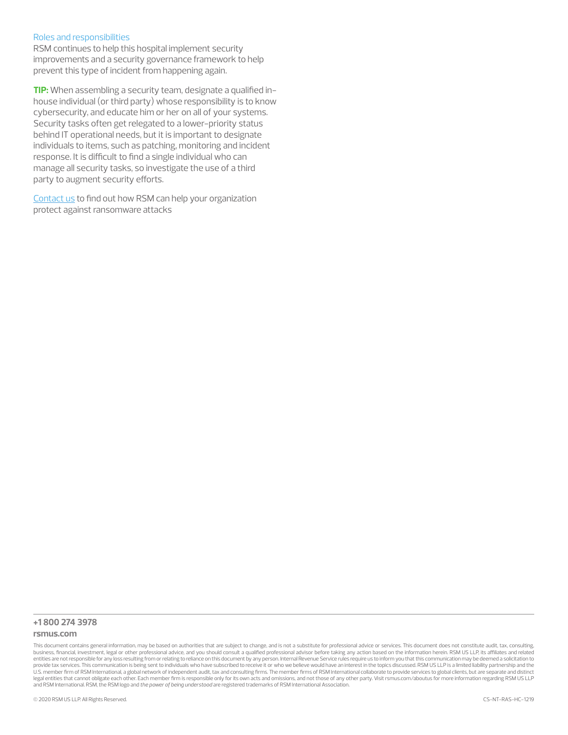### Roles and responsibilities

RSM continues to help this hospital implement security improvements and a security governance framework to help prevent this type of incident from happening again.

**TIP:** When assembling a security team, designate a qualified in-house individual (or third party) whose responsibility is to know cybersecurity, and educate him or her on all of your systems. Security tasks often get relegated to a lower-priority status behind IT operational needs, but it is important to designate individuals to items, such as patching, monitoring and incident response. It is difficult to find a single individual who can manage all security tasks, so investigate the use of a third party to augment security efforts.

Contact us to find out how RSM can help your organization protect against ransomware attacks

**+1 800 274 3978**

**rsmus.com**

This document contains general information, may be based on authorities that are subject to change, and is not a substitute for professional advice or services. This document does not constitute audit, tax, consulting, business, financial, investment, legal or other professional advice, and you should consult a qualified professional advisor before taking any action based on the information herein. RSM US LLP, its affiliates and related entities are not responsible for any loss resulting from or relating to reliance on this document by any person. Internal Revenue Service rules require us to inform you that this communication may be deemed a solicitation to provide tax services. This communication is being sent to individuals who have subscribed to receive it or who we believe would have an interest in the topics discussed. RSM US LLP is a limited liability partnership and the U.S. member firm of RSM International, a global network of independent audit, tax and consulting firms. The member firms of RSM International collaborate to provide services to global clients, but are separate and distinct legal entities that cannot obligate each other. Each member firm is responsible only for its own acts and omissions, and not those of any other party. Visit rsmus.com/aboutus for more information regarding RSM US LLP and RSM International. RSM, the RSM logo and *the power of being understood* are registered trademarks of RSM International Association.

© 2020 RSM US LLP. All Rights Reserved.

CS-NT-RAS-HC-1219